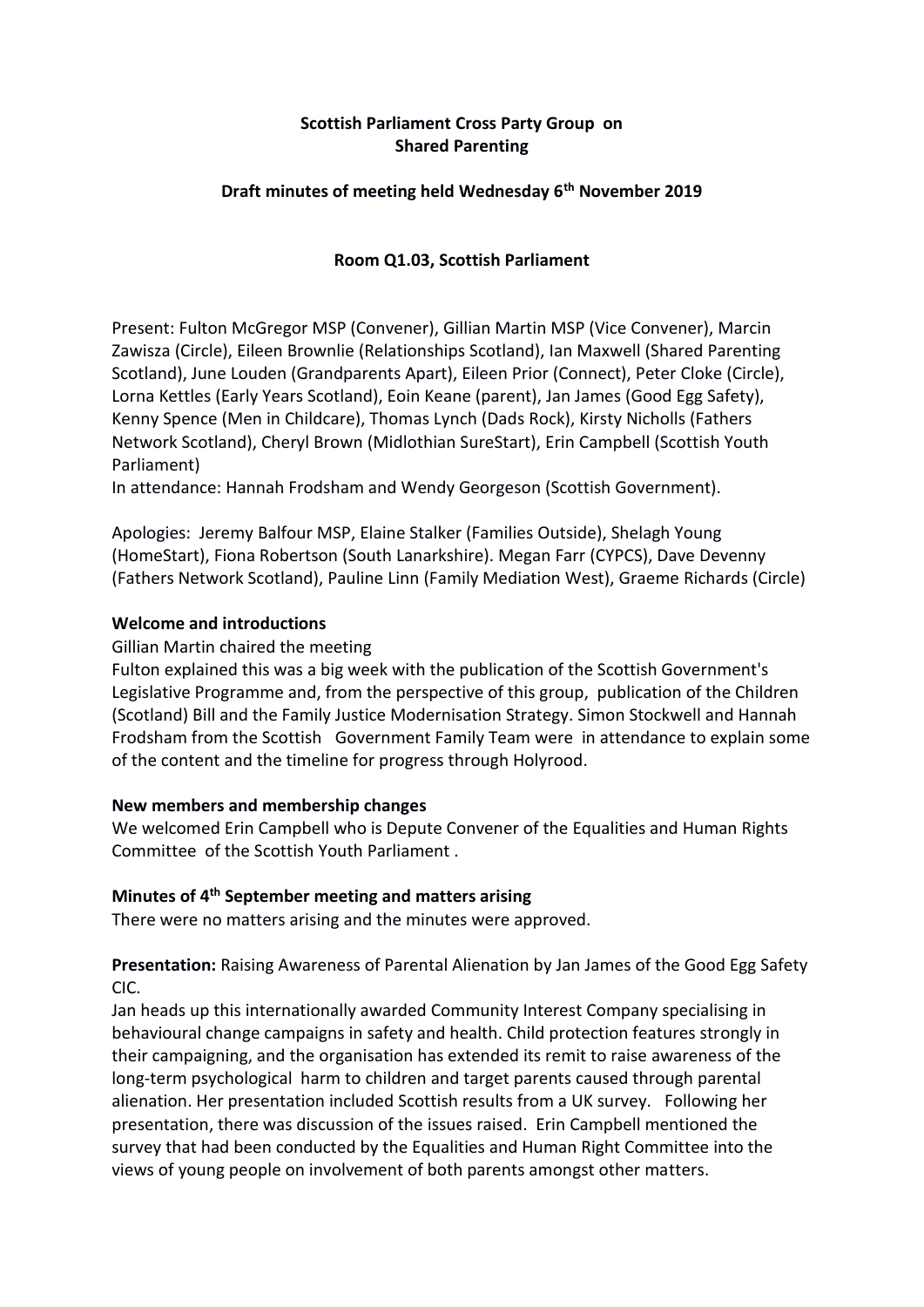**Scottish Parliament Cross Party Group on Shared Parenting**

**Draft minutes of meeting held Wednesday 6th November 2019**

**Room Q1.03, Scottish Parliament**

Present: Fulton McGregor MSP (Convener), Gillian Martin MSP (Vice Convener), Marcin Zawisza (Circle), Eileen Brownlie (Relationships Scotland), Ian Maxwell (Shared Parenting Scotland), June Louden (Grandparents Apart), Eileen Prior (Connect), Peter Cloke (Circle), Lorna Kettles (Early Years Scotland), Eoin Keane (parent), Jan James (Good Egg Safety), Kenny Spence (Men in Childcare), Thomas Lynch (Dads Rock), Kirsty Nicholls (Fathers Network Scotland), Cheryl Brown (Midlothian SureStart), Erin Campbell (Scottish Youth Parliament)

In attendance: Hannah Frodsham and Wendy Georgeson (Scottish Government).

Apologies: Jeremy Balfour MSP, Elaine Stalker (Families Outside), Shelagh Young (HomeStart), Fiona Robertson (South Lanarkshire). Megan Farr (CYPCS), Dave Devenny (Fathers Network Scotland), Pauline Linn (Family Mediation West), Graeme Richards (Circle)

**Welcome and introductions**

Gillian Martin chaired the meeting

Fulton explained this was a big week with the publication of the Scottish Government's Legislative Programme and, from the perspective of this group, publication of the Children (Scotland) Bill and the Family Justice Modernisation Strategy. Simon Stockwell and Hannah Frodsham from the Scottish Government Family Team were in attendance to explain some of the content and the timeline for progress through Holyrood.

**New members and membership changes**

We welcomed Erin Campbell who is Depute Convener of the Equalities and Human Rights Committee of the Scottish Youth Parliament .

**Minutes of 4th September meeting and matters arising**

There were no matters arising and the minutes were approved.

**Presentation:** Raising Awareness of Parental Alienation by Jan James of the Good Egg Safety CIC.

Jan heads up this internationally awarded Community Interest Company specialising in behavioural change campaigns in safety and health. Child protection features strongly in their campaigning, and the organisation has extended its remit to raise awareness of the long-term psychological harm to children and target parents caused through parental alienation. Her presentation included Scottish results from a UK survey. Following her presentation, there was discussion of the issues raised. Erin Campbell mentioned the survey that had been conducted by the Equalities and Human Right Committee into the views of young people on involvement of both parents amongst other matters.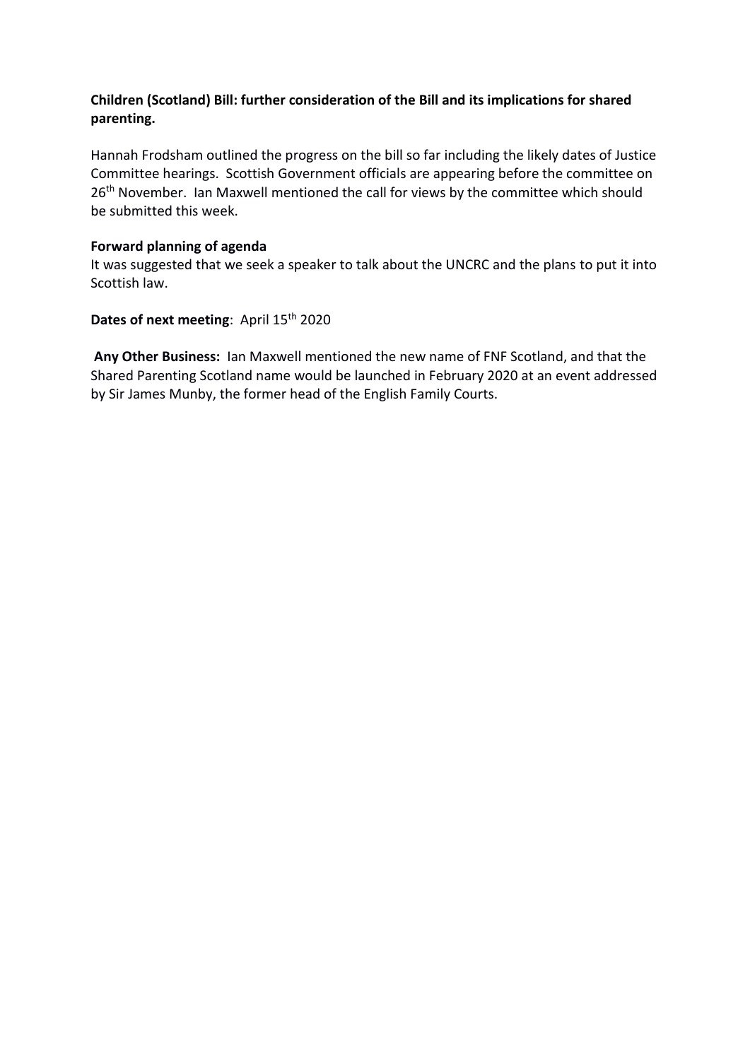**Children (Scotland) Bill: further consideration of the Bill and its implications for shared parenting.**

Hannah Frodsham outlined the progress on the bill so far including the likely dates of Justice Committee hearings. Scottish Government officials are appearing before the committee on 26th November. Ian Maxwell mentioned the call for views by the committee which should be submitted this week.

**Forward planning of agenda**

It was suggested that we seek a speaker to talk about the UNCRC and the plans to put it into Scottish law.

**Dates of next meeting**: April 15th 2020

**Any Other Business:** Ian Maxwell mentioned the new name of FNF Scotland, and that the Shared Parenting Scotland name would be launched in February 2020 at an event addressed by Sir James Munby, the former head of the English Family Courts.